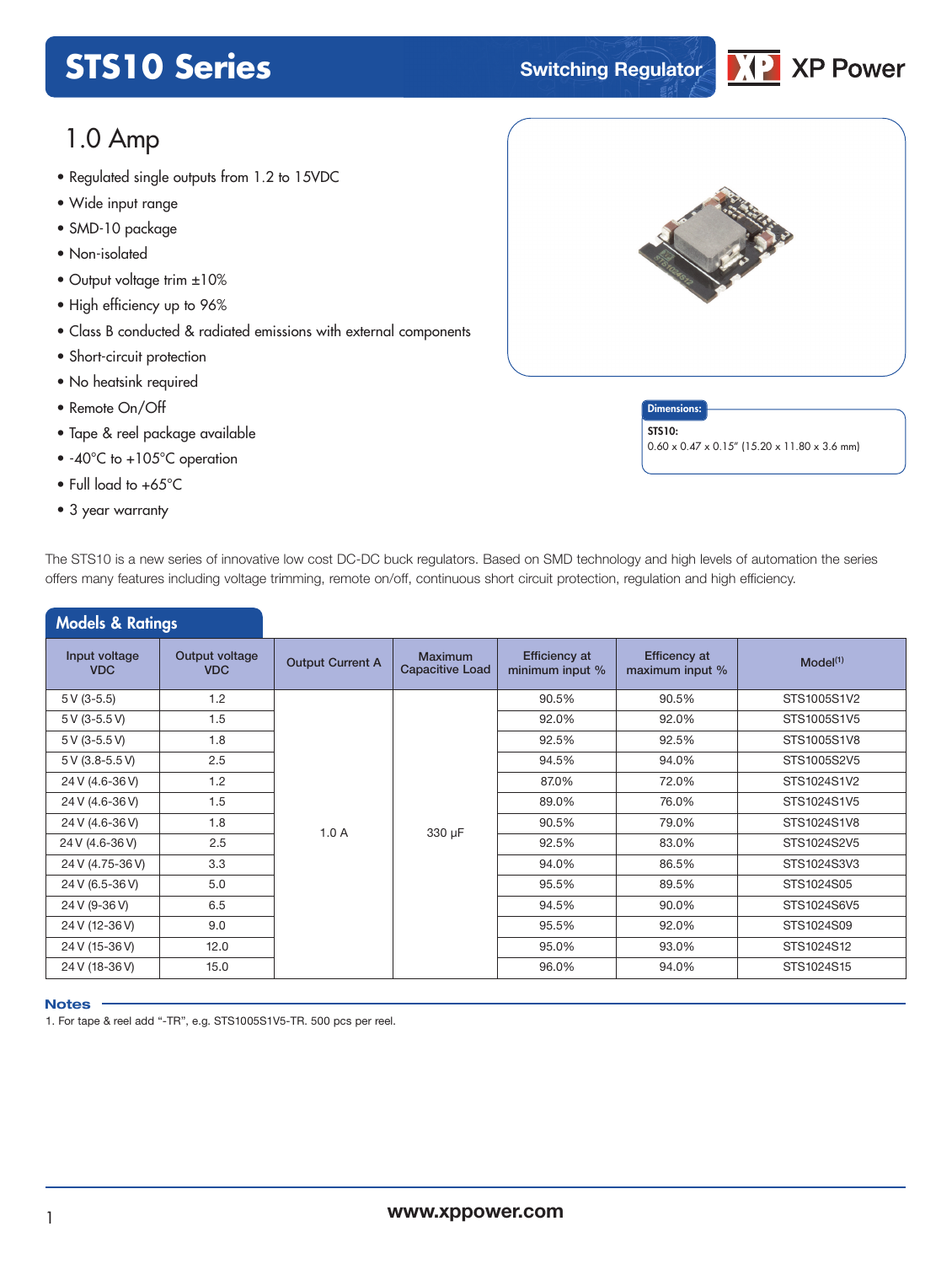# STS10 Series

Switching Regulator

XP Power

## 1.0 Amp

- Regulated single outputs from 1.2 to 15VDC
- Wide input range
- SMD-10 package
- Non-isolated
- Output voltage trim ±10%
- High efficiency up to 96%
- Class B conducted & radiated emissions with external components
- Short-circuit protection
- No heatsink required
- Remote On/Off
- Tape & reel package available
- -40°C to +105°C operation
- Full load to +65°C
- 3 year warranty

**Dimensions:**

**STS10:**
0.60 x 0.47 x 0.15" (15.20 x 11.80 x 3.6 mm)

The STS10 is a new series of innovative low cost DC-DC buck regulators. Based on SMD technology and high levels of automation the series offers many features including voltage trimming, remote on/off, continuous short circuit protection, regulation and high efficiency.

## Models & Ratings

| Input voltage VDC | Output voltage VDC | Output Current A | Maximum Capacitive Load | Efficiency at minimum input % | Efficency at maximum input % | Model[1] |
|---|---|---|---|---|---|---|
| 5 V (3-5.5) | 1.2 | 1.0 A | 330 µF | 90.5% | 90.5% | STS1005S1V2 |
| 5 V (3-5.5 V) | 1.5 | | | 92.0% | 92.0% | STS1005S1V5 |
| 5 V (3-5.5 V) | 1.8 | | | 92.5% | 92.5% | STS1005S1V8 |
| 5 V (3.8-5.5 V) | 2.5 | | | 94.5% | 94.0% | STS1005S2V5 |
| 24 V (4.6-36 V) | 1.2 | | | 87.0% | 72.0% | STS1024S1V2 |
| 24 V (4.6-36 V) | 1.5 | | | 89.0% | 76.0% | STS1024S1V5 |
| 24 V (4.6-36 V) | 1.8 | | | 90.5% | 79.0% | STS1024S1V8 |
| 24 V (4.6-36 V) | 2.5 | | | 92.5% | 83.0% | STS1024S2V5 |
| 24 V (4.75-36 V) | 3.3 | | | 94.0% | 86.5% | STS1024S3V3 |
| 24 V (6.5-36 V) | 5.0 | | | 95.5% | 89.5% | STS1024S05 |
| 24 V (9-36 V) | 6.5 | | | 94.5% | 90.0% | STS1024S6V5 |
| 24 V (12-36 V) | 9.0 | | | 95.5% | 92.0% | STS1024S09 |
| 24 V (15-36 V) | 12.0 | | | 95.0% | 93.0% | STS1024S12 |
| 24 V (18-36 V) | 15.0 | | | 96.0% | 94.0% | STS1024S15 |

**Notes**

1. For tape & reel add "-TR", e.g. STS1005S1V5-TR. 500 pcs per reel.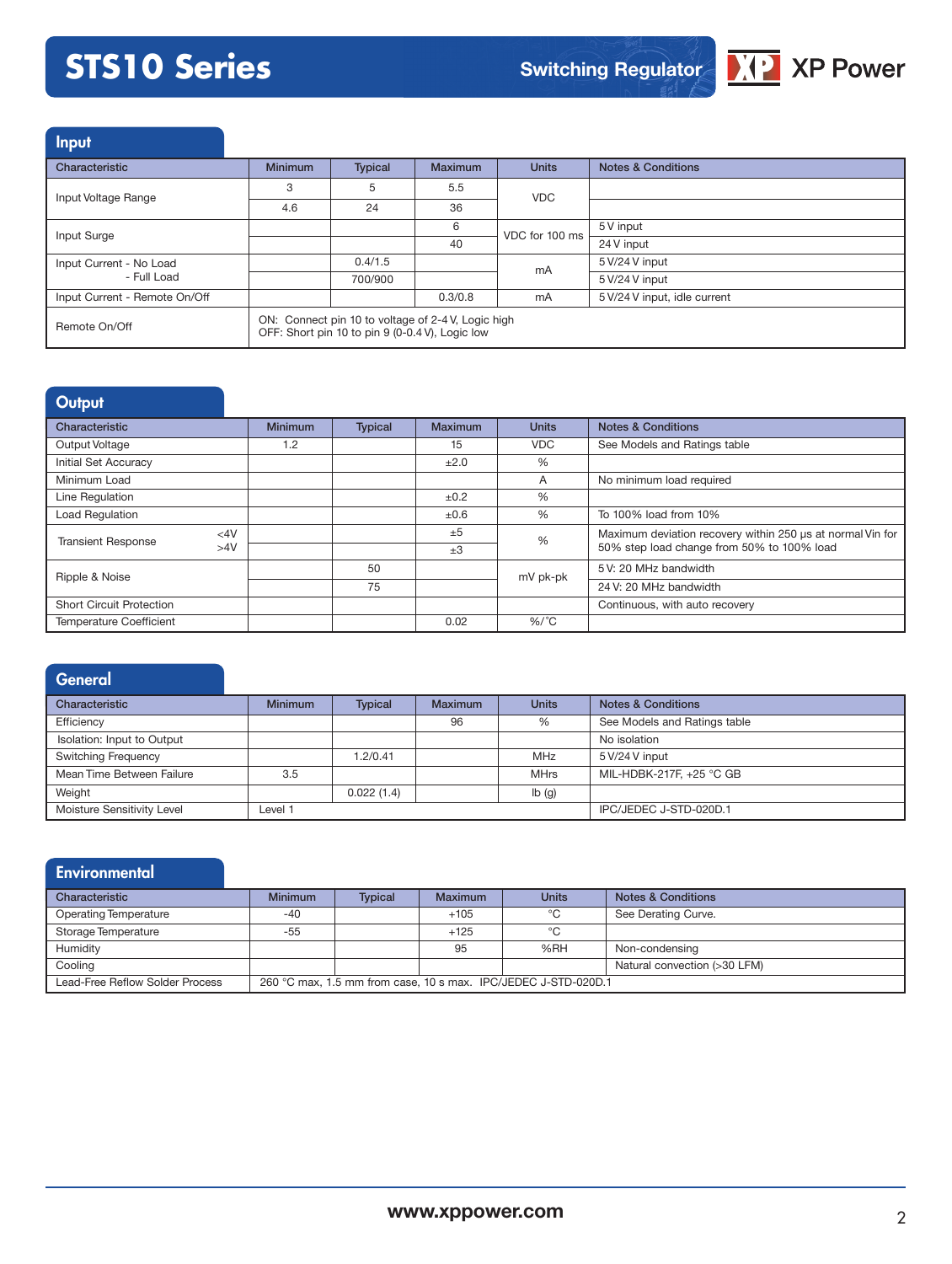## Input

| Characteristic | Minimum | Typical | Maximum | Units | Notes & Conditions |
|---|---|---|---|---|---|
| Input Voltage Range | 3 | 5 | 5.5 | VDC | |
| | 4.6 | 24 | 36 | | |
| Input Surge | | | 6 | VDC for 100 ms | 5 V input |
| | | | 40 | | 24 V input |
| Input Current - No Load | | 0.4/1.5 | | mA | 5 V/24 V input |
| - Full Load | | 700/900 | | | 5 V/24 V input |
| Input Current - Remote On/Off | | | 0.3/0.8 | mA | 5 V/24 V input, idle current |
| Remote On/Off | ON: Connect pin 10 to voltage of 2-4 V, Logic high<br>OFF: Short pin 10 to pin 9 (0-0.4 V), Logic low | | | | |

## Output

| Characteristic | | Minimum | Typical | Maximum | Units | Notes & Conditions |
|---|---|---|---|---|---|---|
| Output Voltage | | 1.2 | | 15 | VDC | See Models and Ratings table |
| Initial Set Accuracy | | | | ±2.0 | % | |
| Minimum Load | | | | | A | No minimum load required |
| Line Regulation | | | | ±0.2 | % | |
| Load Regulation | | | | ±0.6 | % | To 100% load from 10% |
| Transient Response | <4V | | | ±5 | % | Maximum deviation recovery within 250 µs at normal Vin for 50% step load change from 50% to 100% load |
| | >4V | | | ±3 | | |
| Ripple & Noise | | | 50 | | mV pk-pk | 5 V: 20 MHz bandwidth |
| | | | 75 | | | 24 V: 20 MHz bandwidth |
| Short Circuit Protection | | | | | | Continuous, with auto recovery |
| Temperature Coefficient | | | | 0.02 | %/°C | |

## General

| Characteristic | Minimum | Typical | Maximum | Units | Notes & Conditions |
|---|---|---|---|---|---|
| Efficiency | | | 96 | % | See Models and Ratings table |
| Isolation: Input to Output | | | | | No isolation |
| Switching Frequency | | 1.2/0.41 | | MHz | 5 V/24 V input |
| Mean Time Between Failure | 3.5 | | | MHrs | MIL-HDBK-217F, +25 °C GB |
| Weight | | 0.022 (1.4) | | lb (g) | |
| Moisture Sensitivity Level | Level 1 | | | | IPC/JEDEC J-STD-020D.1 |

## Environmental

| Characteristic | Minimum | Typical | Maximum | Units | Notes & Conditions |
|---|---|---|---|---|---|
| Operating Temperature | -40 | | +105 | °C | See Derating Curve. |
| Storage Temperature | -55 | | +125 | °C | |
| Humidity | | | 95 | %RH | Non-condensing |
| Cooling | | | | | Natural convection (>30 LFM) |
| Lead-Free Reflow Solder Process | 260 °C max, 1.5 mm from case, 10 s max. IPC/JEDEC J-STD-020D.1 | | | | |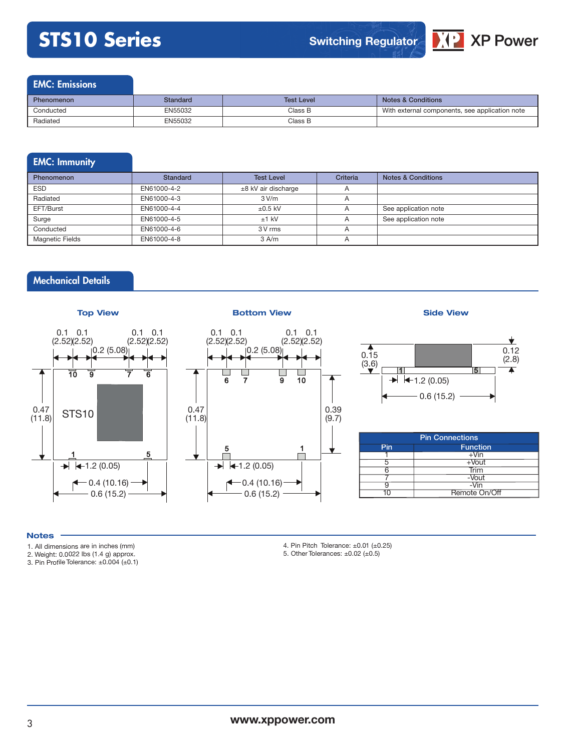## EMC: Emissions

| Phenomenon | Standard | Test Level | Notes & Conditions |
|---|---|---|---|
| Conducted | EN55032 | Class B | With external components, see application note |
| Radiated | EN55032 | Class B | |

## EMC: Immunity

| Phenomenon | Standard | Test Level | Criteria | Notes & Conditions |
|---|---|---|---|---|
| ESD | EN61000-4-2 | ±8 kV air discharge | A | |
| Radiated | EN61000-4-3 | 3 V/m | A | |
| EFT/Burst | EN61000-4-4 | ±0.5 kV | A | See application note |
| Surge | EN61000-4-5 | ±1 kV | A | See application note |
| Conducted | EN61000-4-6 | 3 V rms | A | |
| Magnetic Fields | EN61000-4-8 | 3 A/m | A | |

## Mechanical Details

**Top View**

0.1 (2.52) 0.1 (2.52) 0.1 (2.52) 0.1 (2.52)
0.2 (5.08)
10 9 7 6
0.47 (11.8)
STS10
1 5
1.2 (0.05)
0.4 (10.16)
0.6 (15.2)

**Bottom View**

0.1 (2.52) 0.1 (2.52) 0.1 (2.52) 0.1 (2.52)
0.2 (5.08)
6 7 9 10
0.47 (11.8)
0.39 (9.7)
5 1
1.2 (0.05)
0.4 (10.16)
0.6 (15.2)

**Side View**

0.15 (3.6)
0.12 (2.8)
1 5
1.2 (0.05)
0.6 (15.2)

| Pin Connections | |
|---|---|
| **Pin** | **Function** |
| 1 | +Vin |
| 5 | +Vout |
| 6 | Trim |
| 7 | -Vout |
| 9 | -Vin |
| 10 | Remote On/Off |

### Notes

1. All dimensions are in inches (mm)
2. Weight: 0.0022 lbs (1.4 g) approx.
3. Pin Profile Tolerance: ±0.004 (±0.1)
4. Pin Pitch Tolerance: ±0.01 (±0.25)
5. Other Tolerances: ±0.02 (±0.5)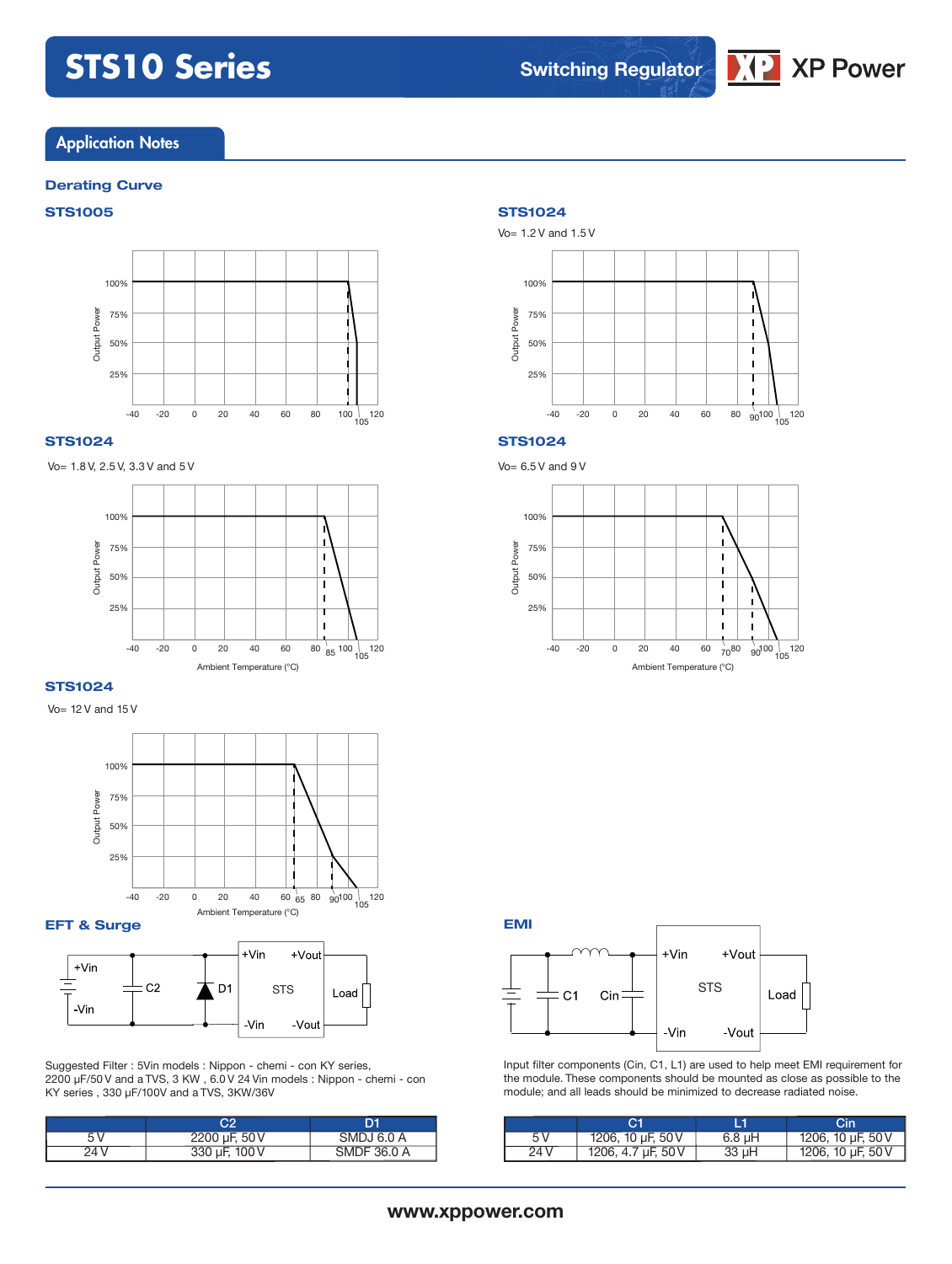## Application Notes

### Derating Curve

**STS1005**

**STS1024**

Vo= 1.2 V and 1.5 V

**STS1024**

Vo= 1.8 V, 2.5 V, 3.3 V and 5 V

**STS1024**

Vo= 6.5 V and 9 V

**STS1024**

Vo= 12 V and 15 V

### EFT & Surge

Suggested Filter : 5Vin models : Nippon - chemi - con KY series, 2200 µF/50 V and a TVS, 3 KW , 6.0 V 24 Vin models : Nippon - chemi - con KY series , 330 µF/100V and a TVS, 3KW/36V

| | C2 | D1 |
|---|---|---|
| 5 V | 2200 µF, 50 V | SMDJ 6.0 A |
| 24 V | 330 µF, 100 V | SMDF 36.0 A |

### EMI

Input filter components (Cin, C1, L1) are used to help meet EMI requirement for the module. These components should be mounted as close as possible to the module; and all leads should be minimized to decrease radiated noise.

| | C1 | L1 | Cin |
|---|---|---|---|
| 5 V | 1206, 10 µF, 50 V | 6.8 µH | 1206, 10 µF, 50 V |
| 24 V | 1206, 4.7 µF, 50 V | 33 µH | 1206, 10 µF, 50 V |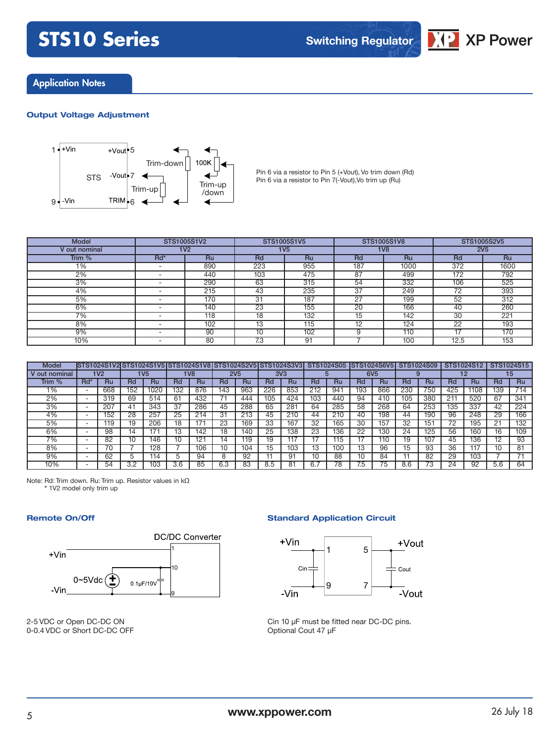## Application Notes

### Output Voltage Adjustment

1 +Vin
+Vout 5
STS
-Vout 7
9 -Vin
TRIM 6
Trim-down
Trim-up
100K
Trim-up /down

Pin 6 via a resistor to Pin 5 (+Vout), Vo trim down (Rd)
Pin 6 via a resistor to Pin 7(-Vout),Vo trim up (Ru)

| Model | STS1005S1V2 | | STS1005S1V5 | | STS1005S1V8 | | STS1005S2V5 | |
|---|---|---|---|---|---|---|---|---|
| V out nominal | 1V2 | | 1V5 | | 1V8 | | 2V5 | |
| Trim % | Rd* | Ru | Rd | Ru | Rd | Ru | Rd | Ru |
| 1% | - | 890 | 223 | 955 | 187 | 1000 | 372 | 1600 |
| 2% | - | 440 | 103 | 475 | 87 | 499 | 172 | 792 |
| 3% | - | 290 | 63 | 315 | 54 | 332 | 106 | 525 |
| 4% | - | 215 | 43 | 235 | 37 | 249 | 72 | 393 |
| 5% | - | 170 | 31 | 187 | 27 | 199 | 52 | 312 |
| 6% | - | 140 | 23 | 155 | 20 | 166 | 40 | 260 |
| 7% | - | 118 | 18 | 132 | 15 | 142 | 30 | 221 |
| 8% | - | 102 | 13 | 115 | 12 | 124 | 22 | 193 |
| 9% | - | 90 | 10 | 102 | 9 | 110 | 17 | 170 |
| 10% | - | 80 | 7.3 | 91 | 7 | 100 | 12.5 | 153 |

| Model | STS1024S1V2 | | STS1024S1V5 | | STS1024S1V8 | | STS1024S2V5 | | STS1024S3V3 | | STS1024S05 | | STS1024S6V5 | | STS1024S09 | | STS1024S12 | | STS1024S15 | |
|---|---|---|---|---|---|---|---|---|---|---|---|---|---|---|---|---|---|---|---|---|
| V out nominal | 1V2 | | 1V5 | | 1V8 | | 2V5 | | 3V3 | | 5 | | 6V5 | | 9 | | 12 | | 15 | |
| Trim % | Rd* | Ru | Rd | Ru | Rd | Ru | Rd | Ru | Rd | Ru | Rd | Ru | Rd | Ru | Rd | Ru | Rd | Ru | Rd | Ru |
| 1% | - | 668 | 152 | 1020 | 132 | 876 | 143 | 963 | 226 | 853 | 212 | 941 | 193 | 866 | 230 | 750 | 425 | 1108 | 139 | 714 |
| 2% | - | 319 | 69 | 514 | 61 | 432 | 71 | 444 | 105 | 424 | 103 | 440 | 94 | 410 | 105 | 380 | 211 | 520 | 67 | 341 |
| 3% | - | 207 | 41 | 343 | 37 | 286 | 45 | 288 | 65 | 281 | 64 | 285 | 58 | 268 | 64 | 253 | 135 | 337 | 42 | 224 |
| 4% | - | 152 | 28 | 257 | 25 | 214 | 31 | 213 | 45 | 210 | 44 | 210 | 40 | 198 | 44 | 190 | 96 | 248 | 29 | 166 |
| 5% | - | 119 | 19 | 206 | 18 | 171 | 23 | 169 | 33 | 167 | 32 | 165 | 30 | 157 | 32 | 151 | 72 | 195 | 21 | 132 |
| 6% | - | 98 | 14 | 171 | 13 | 142 | 18 | 140 | 25 | 138 | 23 | 136 | 22 | 130 | 24 | 125 | 56 | 160 | 16 | 109 |
| 7% | - | 82 | 10 | 146 | 10 | 121 | 14 | 119 | 19 | 117 | 17 | 115 | 17 | 110 | 19 | 107 | 45 | 136 | 12 | 93 |
| 8% | - | 70 | 7 | 128 | 7 | 106 | 10 | 104 | 15 | 103 | 13 | 100 | 13 | 96 | 15 | 93 | 36 | 117 | 10 | 81 |
| 9% | - | 62 | 5 | 114 | 5 | 94 | 8 | 92 | 11 | 91 | 10 | 88 | 10 | 84 | 11 | 82 | 29 | 103 | 7 | 71 |
| 10% | - | 54 | 3.2 | 103 | 3.6 | 85 | 6.3 | 83 | 8.5 | 81 | 6.7 | 78 | 7.5 | 75 | 8.6 | 73 | 24 | 92 | 5.6 | 64 |

Note: Rd: Trim down. Ru: Trim up. Resistor values in kΩ
* 1V2 model only trim up

### Remote On/Off

DC/DC Converter
+Vin
0~5Vdc
0.1µF/10V
-Vin
1
10
9

2-5 VDC or Open DC-DC ON
0-0.4 VDC or Short DC-DC OFF

### Standard Application Circuit

+Vin
-Vin
Cin
1
9
5
7
+Vout
Cout
-Vout

Cin 10 µF must be fitted near DC-DC pins.
Optional Cout 47 µF